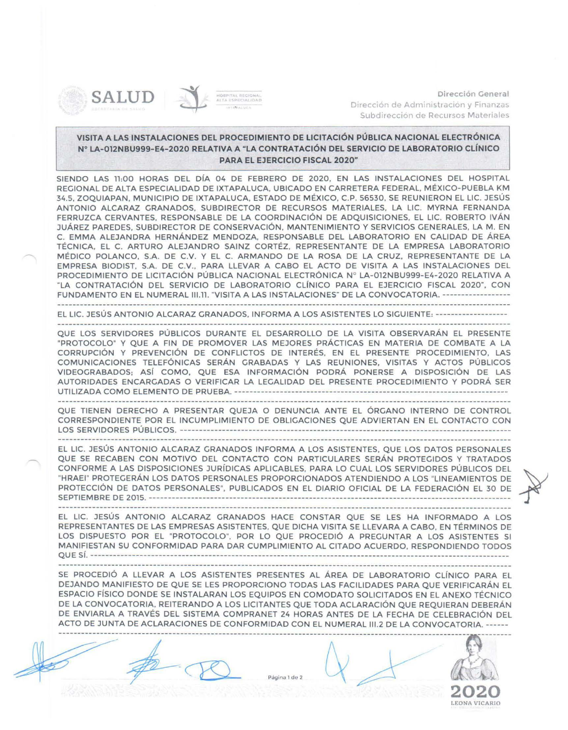Dirección General
Dirección de Administración y Finanzas
Subdirección de Recursos Materiales

## VISITA A LAS INSTALACIONES DEL PROCEDIMIENTO DE LICITACIÓN PÚBLICA NACIONAL ELECTRÓNICA N° LA-012NBU999-E4-2020 RELATIVA A "LA CONTRATACIÓN DEL SERVICIO DE LABORATORIO CLÍNICO PARA EL EJERCICIO FISCAL 2020"

SIENDO LAS 11:00 HORAS DEL DÍA 04 DE FEBRERO DE 2020, EN LAS INSTALACIONES DEL HOSPITAL REGIONAL DE ALTA ESPECIALIDAD DE IXTAPALUCA, UBICADO EN CARRETERA FEDERAL, MÉXICO-PUEBLA KM 34.5, ZOQUIAPAN, MUNICIPIO DE IXTAPALUCA, ESTADO DE MÉXICO, C.P. 56530, SE REUNIERON EL LIC. JESÚS ANTONIO ALCARAZ GRANADOS, SUBDIRECTOR DE RECURSOS MATERIALES, LA LIC. MYRNA FERNANDA FERRUZCA CERVANTES, RESPONSABLE DE LA COORDINACIÓN DE ADQUISICIONES, EL LIC. ROBERTO IVÁN JUÁREZ PAREDES, SUBDIRECTOR DE CONSERVACIÓN, MANTENIMIENTO Y SERVICIOS GENERALES, LA M. EN C. EMMA ALEJANDRA HERNÁNDEZ MENDOZA, RESPONSABLE DEL LABORATORIO EN CALIDAD DE ÁREA TÉCNICA, EL C. ARTURO ALEJANDRO SAINZ CORTÉZ, REPRESENTANTE DE LA EMPRESA LABORATORIO MÉDICO POLANCO, S.A. DE C.V. Y EL C. ARMANDO DE LA ROSA DE LA CRUZ, REPRESENTANTE DE LA EMPRESA BIODIST, S.A. DE C.V., PARA LLEVAR A CABO EL ACTO DE VISITA A LAS INSTALACIONES DEL PROCEDIMIENTO DE LICITACIÓN PÚBLICA NACIONAL ELECTRÓNICA N° LA-012NBU999-E4-2020 RELATIVA A "LA CONTRATACIÓN DEL SERVICIO DE LABORATORIO CLÍNICO PARA EL EJERCICIO FISCAL 2020", CON FUNDAMENTO EN EL NUMERAL III.11. "VISITA A LAS INSTALACIONES" DE LA CONVOCATORIA. ------------------

EL LIC. JESÚS ANTONIO ALCARAZ GRANADOS, INFORMA A LOS ASISTENTES LO SIGUIENTE: ------------------

QUE LOS SERVIDORES PÚBLICOS DURANTE EL DESARROLLO DE LA VISITA OBSERVARÁN EL PRESENTE "PROTOCOLO" Y QUE A FIN DE PROMOVER LAS MEJORES PRÁCTICAS EN MATERIA DE COMBATE A LA CORRUPCIÓN Y PREVENCIÓN DE CONFLICTOS DE INTERÉS, EN EL PRESENTE PROCEDIMIENTO, LAS COMUNICACIONES TELEFÓNICAS SERÁN GRABADAS Y LAS REUNIONES, VISITAS Y ACTOS PÚBLICOS VIDEOGRABADOS; ASÍ COMO, QUE ESA INFORMACIÓN PODRÁ PONERSE A DISPOSICIÓN DE LAS AUTORIDADES ENCARGADAS O VERIFICAR LA LEGALIDAD DEL PRESENTE PROCEDIMIENTO Y PODRÁ SER UTILIZADA COMO ELEMENTO DE PRUEBA. ------------------

QUE TIENEN DERECHO A PRESENTAR QUEJA O DENUNCIA ANTE EL ÓRGANO INTERNO DE CONTROL CORRESPONDIENTE POR EL INCUMPLIMIENTO DE OBLIGACIONES QUE ADVIERTAN EN EL CONTACTO CON LOS SERVIDORES PÚBLICOS. ------------------

EL LIC. JESÚS ANTONIO ALCARAZ GRANADOS INFORMA A LOS ASISTENTES, QUE LOS DATOS PERSONALES QUE SE RECABEN CON MOTIVO DEL CONTACTO CON PARTICULARES SERÁN PROTEGIDOS Y TRATADOS CONFORME A LAS DISPOSICIONES JURÍDICAS APLICABLES, PARA LO CUAL LOS SERVIDORES PÚBLICOS DEL "HRAEI" PROTEGERÁN LOS DATOS PERSONALES PROPORCIONADOS ATENDIENDO A LOS "LINEAMIENTOS DE PROTECCIÓN DE DATOS PERSONALES", PUBLICADOS EN EL DIARIO OFICIAL DE LA FEDERACIÓN EL 30 DE SEPTIEMBRE DE 2015. ------------------

EL LIC. JESÚS ANTONIO ALCARAZ GRANADOS HACE CONSTAR QUE SE LES HA INFORMADO A LOS REPRESENTANTES DE LAS EMPRESAS ASISTENTES, QUE DICHA VISITA SE LLEVARA A CABO, EN TÉRMINOS DE LOS DISPUESTO POR EL "PROTOCOLO", POR LO QUE PROCEDIÓ A PREGUNTAR A LOS ASISTENTES SI MANIFIESTAN SU CONFORMIDAD PARA DAR CUMPLIMIENTO AL CITADO ACUERDO, RESPONDIENDO TODOS QUE SÍ. ------------------

SE PROCEDIÓ A LLEVAR A LOS ASISTENTES PRESENTES AL ÁREA DE LABORATORIO CLÍNICO PARA EL DEJANDO MANIFIESTO DE QUE SE LES PROPORCIONO TODAS LAS FACILIDADES PARA QUE VERIFICARÁN EL ESPACIO FÍSICO DONDE SE INSTALARAN LOS EQUIPOS EN COMODATO SOLICITADOS EN EL ANEXO TÉCNICO DE LA CONVOCATORIA, REITERANDO A LOS LICITANTES QUE TODA ACLARACIÓN QUE REQUIERAN DEBERÁN DE ENVIARLA A TRAVÉS DEL SISTEMA COMPRANET 24 HORAS ANTES DE LA FECHA DE CELEBRACIÓN DEL ACTO DE JUNTA DE ACLARACIONES DE CONFORMIDAD CON EL NUMERAL III.2 DE LA CONVOCATORIA. ------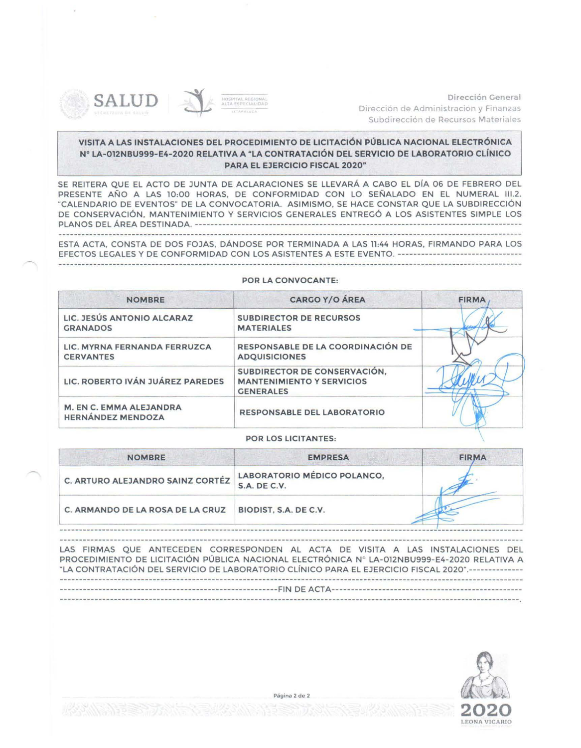Dirección General
Dirección de Administración y Finanzas
Subdirección de Recursos Materiales

**VISITA A LAS INSTALACIONES DEL PROCEDIMIENTO DE LICITACIÓN PÚBLICA NACIONAL ELECTRÓNICA N° LA-012NBU999-E4-2020 RELATIVA A "LA CONTRATACIÓN DEL SERVICIO DE LABORATORIO CLÍNICO PARA EL EJERCICIO FISCAL 2020"**

SE REITERA QUE EL ACTO DE JUNTA DE ACLARACIONES SE LLEVARÁ A CABO EL DÍA 06 DE FEBRERO DEL PRESENTE AÑO A LAS 10:00 HORAS, DE CONFORMIDAD CON LO SEÑALADO EN EL NUMERAL III.2. "CALENDARIO DE EVENTOS" DE LA CONVOCATORIA. ASIMISMO, SE HACE CONSTAR QUE LA SUBDIRECCIÓN DE CONSERVACIÓN, MANTENIMIENTO Y SERVICIOS GENERALES ENTREGÓ A LOS ASISTENTES SIMPLE LOS PLANOS DEL ÁREA DESTINADA. ---------------------------------------------------------------------------------------

ESTA ACTA, CONSTA DE DOS FOJAS, DÁNDOSE POR TERMINADA A LAS 11:44 HORAS, FIRMANDO PARA LOS EFECTOS LEGALES Y DE CONFORMIDAD CON LOS ASISTENTES A ESTE EVENTO. -------------------------------

**POR LA CONVOCANTE:**

| NOMBRE | CARGO Y/O ÁREA | FIRMA |
|---|---|---|
| LIC. JESÚS ANTONIO ALCARAZ GRANADOS | SUBDIRECTOR DE RECURSOS MATERIALES | |
| LIC. MYRNA FERNANDA FERRUZCA CERVANTES | RESPONSABLE DE LA COORDINACIÓN DE ADQUISICIONES | |
| LIC. ROBERTO IVÁN JUÁREZ PAREDES | SUBDIRECTOR DE CONSERVACIÓN, MANTENIMIENTO Y SERVICIOS GENERALES | |
| M. EN C. EMMA ALEJANDRA HERNÁNDEZ MENDOZA | RESPONSABLE DEL LABORATORIO | |

**POR LOS LICITANTES:**

| NOMBRE | EMPRESA | FIRMA |
|---|---|---|
| C. ARTURO ALEJANDRO SAINZ CORTÉZ | LABORATORIO MÉDICO POLANCO, S.A. DE C.V. | |
| C. ARMANDO DE LA ROSA DE LA CRUZ | BIODIST, S.A. DE C.V. | |

LAS FIRMAS QUE ANTECEDEN CORRESPONDEN AL ACTA DE VISITA A LAS INSTALACIONES DEL PROCEDIMIENTO DE LICITACIÓN PÚBLICA NACIONAL ELECTRÓNICA N° LA-012NBU999-E4-2020 RELATIVA A "LA CONTRATACIÓN DEL SERVICIO DE LABORATORIO CLÍNICO PARA EL EJERCICIO FISCAL 2020".--------------

---------------------------------------------------------FIN DE ACTA---------------------------------------------------------